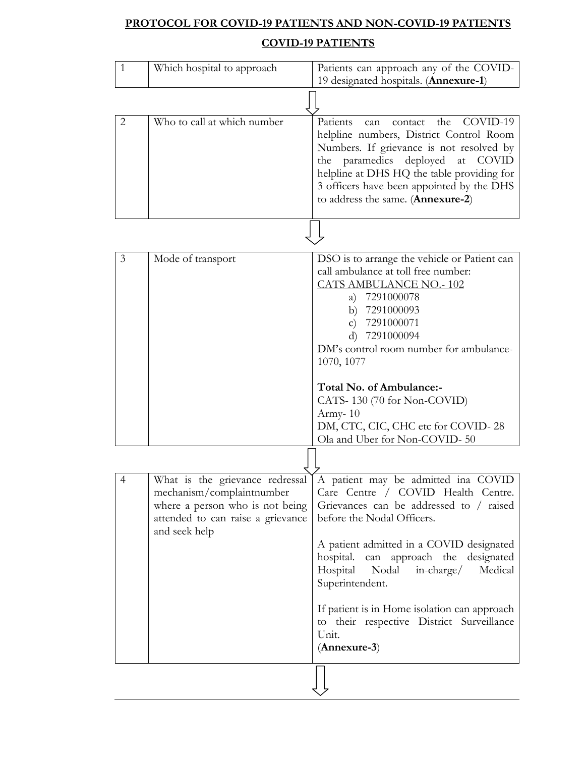# PROTOCOL FOR COVID-19 PATIENTS AND NON-COVID-19 PATIENTS

## COVID-19 PATIENTS

| | | |
|---|---|---|
| 1 | Which hospital to approach | Patients can approach any of the COVID-19 designated hospitals. (**Annexure-1**) |

⇩

| | | |
|---|---|---|
| 2 | Who to call at which number | Patients can contact the COVID-19 helpline numbers, District Control Room Numbers. If grievance is not resolved by the paramedics deployed at COVID helpline at DHS HQ the table providing for 3 officers have been appointed by the DHS to address the same. (**Annexure-2**) |

⇩

| | | |
|---|---|---|
| 3 | Mode of transport | DSO is to arrange the vehicle or Patient can call ambulance at toll free number:<br>CATS AMBULANCE NO.- 102<br>a) 7291000078<br>b) 7291000093<br>c) 7291000071<br>d) 7291000094<br>DM's control room number for ambulance- 1070, 1077<br><br>**Total No. of Ambulance:-**<br>CATS- 130 (70 for Non-COVID)<br>Army- 10<br>DM, CTC, CIC, CHC etc for COVID- 28<br>Ola and Uber for Non-COVID- 50 |

⇩

| | | |
|---|---|---|
| 4 | What is the grievance redressal mechanism/complaintnumber where a person who is not being attended to can raise a grievance and seek help | A patient may be admitted ina COVID Care Centre / COVID Health Centre. Grievances can be addressed to / raised before the Nodal Officers.<br><br>A patient admitted in a COVID designated hospital. can approach the designated Hospital Nodal in-charge/ Medical Superintendent.<br><br>If patient is in Home isolation can approach to their respective District Surveillance Unit.<br>(**Annexure-3**) |

⇩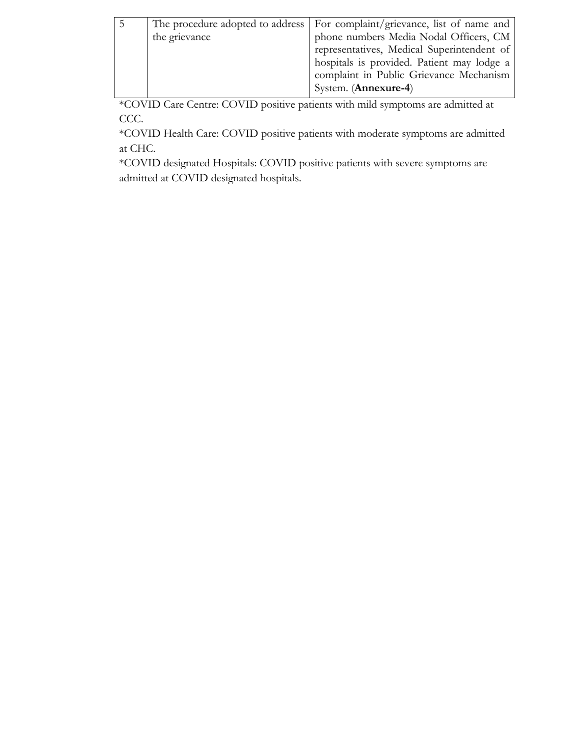| | | |
|---|---|---|
| 5 | The procedure adopted to address the grievance | For complaint/grievance, list of name and phone numbers Media Nodal Officers, CM representatives, Medical Superintendent of hospitals is provided. Patient may lodge a complaint in Public Grievance Mechanism System. (**Annexure-4**) |

*COVID Care Centre: COVID positive patients with mild symptoms are admitted at CCC.

*COVID Health Care: COVID positive patients with moderate symptoms are admitted at CHC.

*COVID designated Hospitals: COVID positive patients with severe symptoms are admitted at COVID designated hospitals.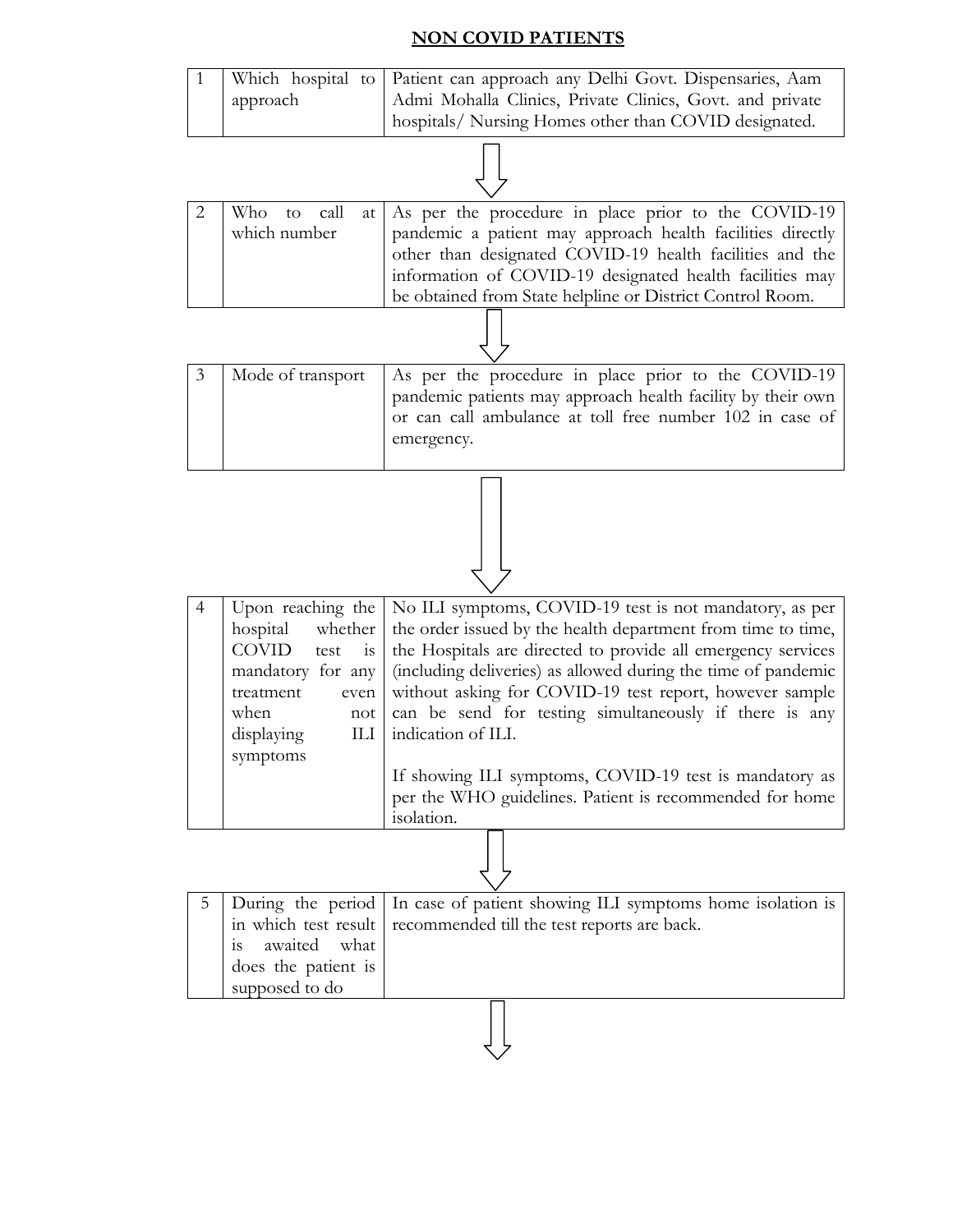## NON COVID PATIENTS

| 1 | Which hospital to approach | Patient can approach any Delhi Govt. Dispensaries, Aam Admi Mohalla Clinics, Private Clinics, Govt. and private hospitals/ Nursing Homes other than COVID designated. |
|---|---|---|

⇩

| 2 | Who to call at which number | As per the procedure in place prior to the COVID-19 pandemic a patient may approach health facilities directly other than designated COVID-19 health facilities and the information of COVID-19 designated health facilities may be obtained from State helpline or District Control Room. |
|---|---|---|

⇩

| 3 | Mode of transport | As per the procedure in place prior to the COVID-19 pandemic patients may approach health facility by their own or can call ambulance at toll free number 102 in case of emergency. |
|---|---|---|

⇩

| 4 | Upon reaching the hospital whether COVID test is mandatory for any treatment even when not displaying ILI symptoms | No ILI symptoms, COVID-19 test is not mandatory, as per the order issued by the health department from time to time, the Hospitals are directed to provide all emergency services (including deliveries) as allowed during the time of pandemic without asking for COVID-19 test report, however sample can be send for testing simultaneously if there is any indication of ILI.<br><br>If showing ILI symptoms, COVID-19 test is mandatory as per the WHO guidelines. Patient is recommended for home isolation. |
|---|---|---|

⇩

| 5 | During the period in which test result is awaited what does the patient is supposed to do | In case of patient showing ILI symptoms home isolation is recommended till the test reports are back. |
|---|---|---|

⇩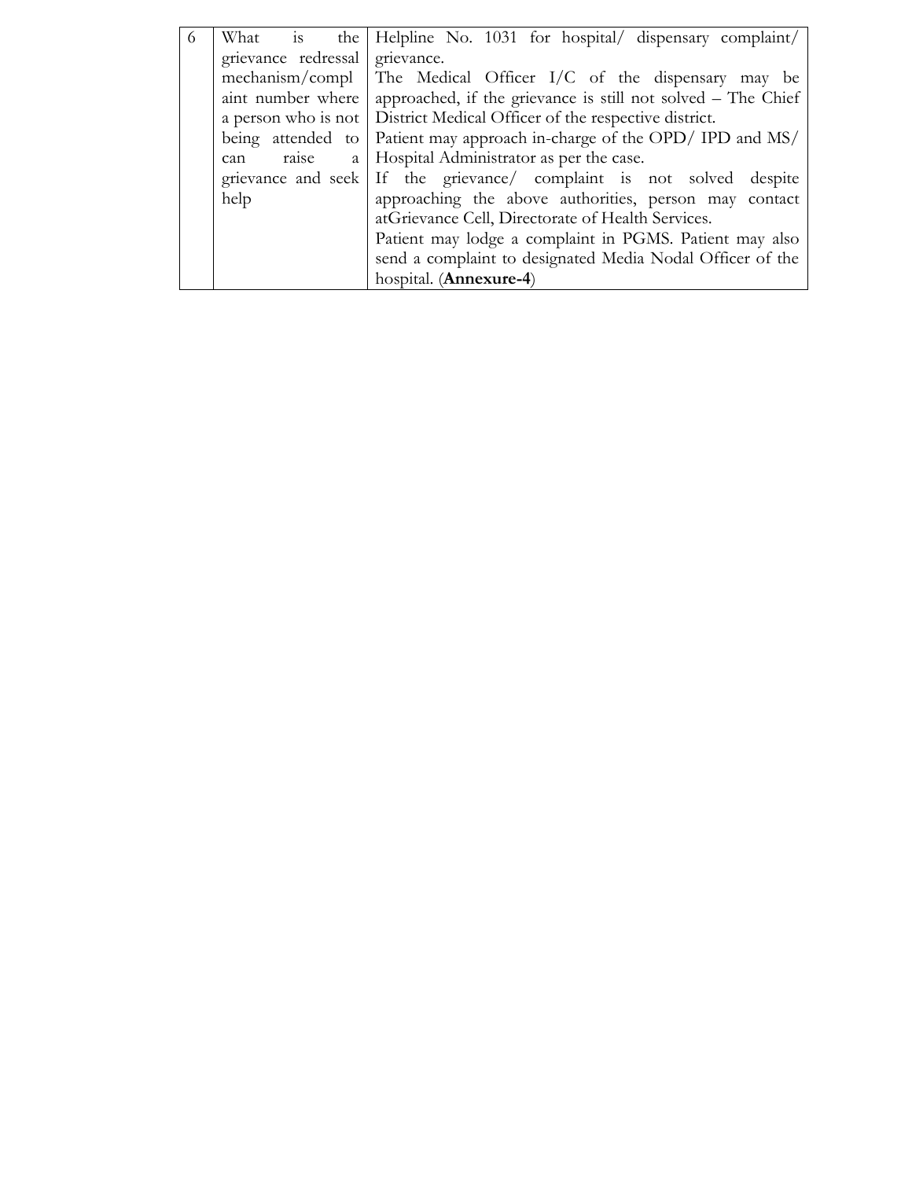| 6 | What is the grievance redressal mechanism/complaint number where a person who is not being attended to can raise a grievance and seek help | Helpline No. 1031 for hospital/ dispensary complaint/ grievance.<br>The Medical Officer I/C of the dispensary may be approached, if the grievance is still not solved – The Chief District Medical Officer of the respective district.<br>Patient may approach in-charge of the OPD/ IPD and MS/ Hospital Administrator as per the case.<br>If the grievance/ complaint is not solved despite approaching the above authorities, person may contact atGrievance Cell, Directorate of Health Services.<br>Patient may lodge a complaint in PGMS. Patient may also send a complaint to designated Media Nodal Officer of the hospital. (**Annexure-4**) |
|---|---|---|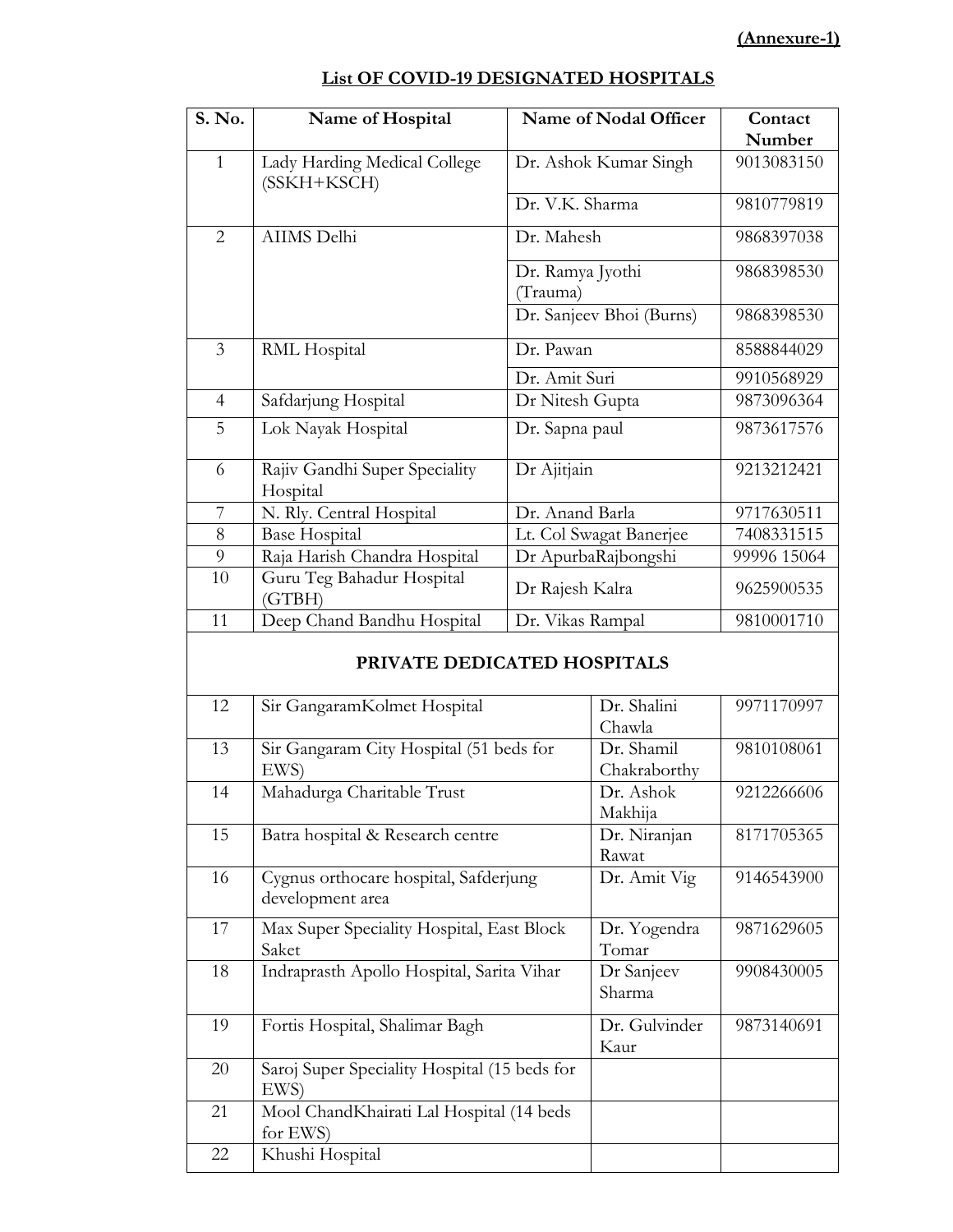**(Annexure-1)**

## List OF COVID-19 DESIGNATED HOSPITALS

| S. No. | Name of Hospital | Name of Nodal Officer | Contact Number |
|---|---|---|---|
| 1 | Lady Harding Medical College (SSKH+KSCH) | Dr. Ashok Kumar Singh | 9013083150 |
| | | Dr. V.K. Sharma | 9810779819 |
| 2 | AIIMS Delhi | Dr. Mahesh | 9868397038 |
| | | Dr. Ramya Jyothi (Trauma) | 9868398530 |
| | | Dr. Sanjeev Bhoi (Burns) | 9868398530 |
| 3 | RML Hospital | Dr. Pawan | 8588844029 |
| | | Dr. Amit Suri | 9910568929 |
| 4 | Safdarjung Hospital | Dr Nitesh Gupta | 9873096364 |
| 5 | Lok Nayak Hospital | Dr. Sapna paul | 9873617576 |
| 6 | Rajiv Gandhi Super Speciality Hospital | Dr Ajitjain | 9213212421 |
| 7 | N. Rly. Central Hospital | Dr. Anand Barla | 9717630511 |
| 8 | Base Hospital | Lt. Col Swagat Banerjee | 7408331515 |
| 9 | Raja Harish Chandra Hospital | Dr ApurbaRajbongshi | 99996 15064 |
| 10 | Guru Teg Bahadur Hospital (GTBH) | Dr Rajesh Kalra | 9625900535 |
| 11 | Deep Chand Bandhu Hospital | Dr. Vikas Rampal | 9810001710 |
| | **PRIVATE DEDICATED HOSPITALS** | | |
| 12 | Sir GangaramKolmet Hospital | Dr. Shalini Chawla | 9971170997 |
| 13 | Sir Gangaram City Hospital (51 beds for EWS) | Dr. Shamil Chakraborthy | 9810108061 |
| 14 | Mahadurga Charitable Trust | Dr. Ashok Makhija | 9212266606 |
| 15 | Batra hospital & Research centre | Dr. Niranjan Rawat | 8171705365 |
| 16 | Cygnus orthocare hospital, Safderjung development area | Dr. Amit Vig | 9146543900 |
| 17 | Max Super Speciality Hospital, East Block Saket | Dr. Yogendra Tomar | 9871629605 |
| 18 | Indraprasth Apollo Hospital, Sarita Vihar | Dr Sanjeev Sharma | 9908430005 |
| 19 | Fortis Hospital, Shalimar Bagh | Dr. Gulvinder Kaur | 9873140691 |
| 20 | Saroj Super Speciality Hospital (15 beds for EWS) | | |
| 21 | Mool ChandKhairati Lal Hospital (14 beds for EWS) | | |
| 22 | Khushi Hospital | | |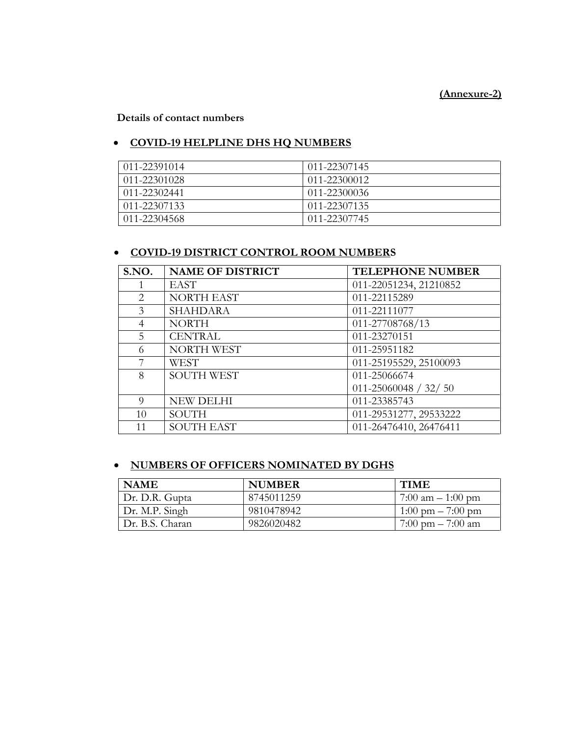**(Annexure-2)**

**Details of contact numbers**

- **COVID-19 HELPLINE DHS HQ NUMBERS**

| | |
|---|---|
| 011-22391014 | 011-22307145 |
| 011-22301028 | 011-22300012 |
| 011-22302441 | 011-22300036 |
| 011-22307133 | 011-22307135 |
| 011-22304568 | 011-22307745 |

- **COVID-19 DISTRICT CONTROL ROOM NUMBERS**

| S.NO. | NAME OF DISTRICT | TELEPHONE NUMBER |
|---|---|---|
| 1 | EAST | 011-22051234, 21210852 |
| 2 | NORTH EAST | 011-22115289 |
| 3 | SHAHDARA | 011-22111077 |
| 4 | NORTH | 011-27708768/13 |
| 5 | CENTRAL | 011-23270151 |
| 6 | NORTH WEST | 011-25951182 |
| 7 | WEST | 011-25195529, 25100093 |
| 8 | SOUTH WEST | 011-25066674<br>011-25060048 / 32/ 50 |
| 9 | NEW DELHI | 011-23385743 |
| 10 | SOUTH | 011-29531277, 29533222 |
| 11 | SOUTH EAST | 011-26476410, 26476411 |

- **NUMBERS OF OFFICERS NOMINATED BY DGHS**

| NAME | NUMBER | TIME |
|---|---|---|
| Dr. D.R. Gupta | 8745011259 | 7:00 am – 1:00 pm |
| Dr. M.P. Singh | 9810478942 | 1:00 pm – 7:00 pm |
| Dr. B.S. Charan | 9826020482 | 7:00 pm – 7:00 am |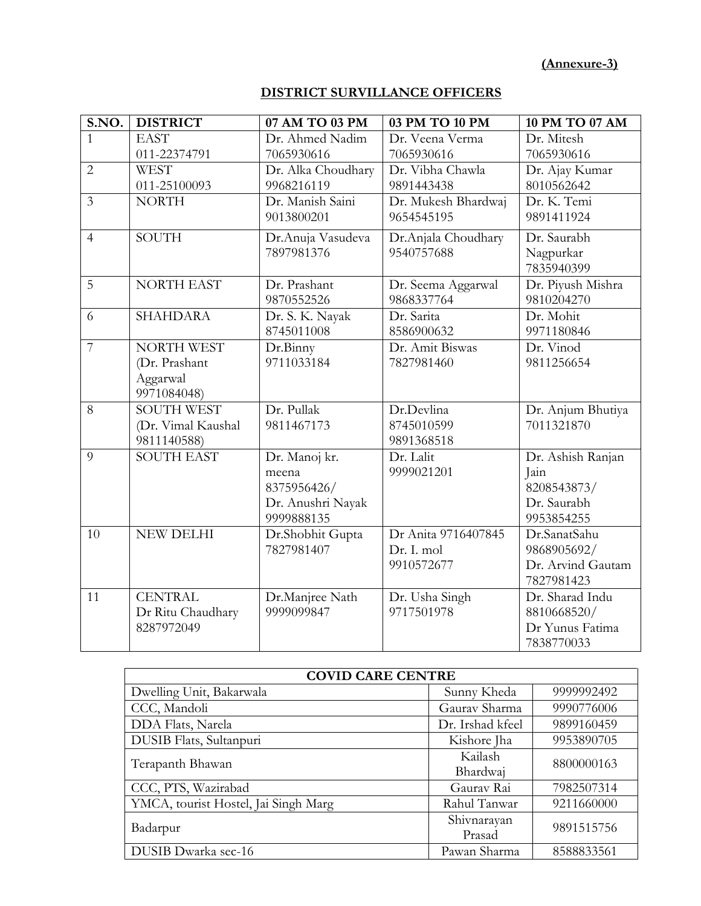**(Annexure-3)**

**DISTRICT SURVILLANCE OFFICERS**

| S.NO. | DISTRICT | 07 AM TO 03 PM | 03 PM TO 10 PM | 10 PM TO 07 AM |
|---|---|---|---|---|
| 1 | EAST 011-22374791 | Dr. Ahmed Nadim 7065930616 | Dr. Veena Verma 7065930616 | Dr. Mitesh 7065930616 |
| 2 | WEST 011-25100093 | Dr. Alka Choudhary 9968216119 | Dr. Vibha Chawla 9891443438 | Dr. Ajay Kumar 8010562642 |
| 3 | NORTH | Dr. Manish Saini 9013800201 | Dr. Mukesh Bhardwaj 9654545195 | Dr. K. Temi 9891411924 |
| 4 | SOUTH | Dr.Anuja Vasudeva 7897981376 | Dr.Anjala Choudhary 9540757688 | Dr. Saurabh Nagpurkar 7835940399 |
| 5 | NORTH EAST | Dr. Prashant 9870552526 | Dr. Seema Aggarwal 9868337764 | Dr. Piyush Mishra 9810204270 |
| 6 | SHAHDARA | Dr. S. K. Nayak 8745011008 | Dr. Sarita 8586900632 | Dr. Mohit 9971180846 |
| 7 | NORTH WEST (Dr. Prashant Aggarwal 9971084048) | Dr.Binny 9711033184 | Dr. Amit Biswas 7827981460 | Dr. Vinod 9811256654 |
| 8 | SOUTH WEST (Dr. Vimal Kaushal 9811140588) | Dr. Pullak 9811467173 | Dr.Devlina 8745010599 9891368518 | Dr. Anjum Bhutiya 7011321870 |
| 9 | SOUTH EAST | Dr. Manoj kr. meena 8375956426/ Dr. Anushri Nayak 9999888135 | Dr. Lalit 9999021201 | Dr. Ashish Ranjan Jain 8208543873/ Dr. Saurabh 9953854255 |
| 10 | NEW DELHI | Dr.Shobhit Gupta 7827981407 | Dr Anita 9716407845 Dr. I. mol 9910572677 | Dr.SanatSahu 9868905692/ Dr. Arvind Gautam 7827981423 |
| 11 | CENTRAL Dr Ritu Chaudhary 8287972049 | Dr.Manjree Nath 9999099847 | Dr. Usha Singh 9717501978 | Dr. Sharad Indu 8810668520/ Dr Yunus Fatima 7838770033 |

| COVID CARE CENTRE | | |
|---|---|---|
| Dwelling Unit, Bakarwala | Sunny Kheda | 9999992492 |
| CCC, Mandoli | Gaurav Sharma | 9990776006 |
| DDA Flats, Narela | Dr. Irshad kfeel | 9899160459 |
| DUSIB Flats, Sultanpuri | Kishore Jha | 9953890705 |
| Terapanth Bhawan | Kailash Bhardwaj | 8800000163 |
| CCC, PTS, Wazirabad | Gaurav Rai | 7982507314 |
| YMCA, tourist Hostel, Jai Singh Marg | Rahul Tanwar | 9211660000 |
| Badarpur | Shivnarayan Prasad | 9891515756 |
| DUSIB Dwarka sec-16 | Pawan Sharma | 8588833561 |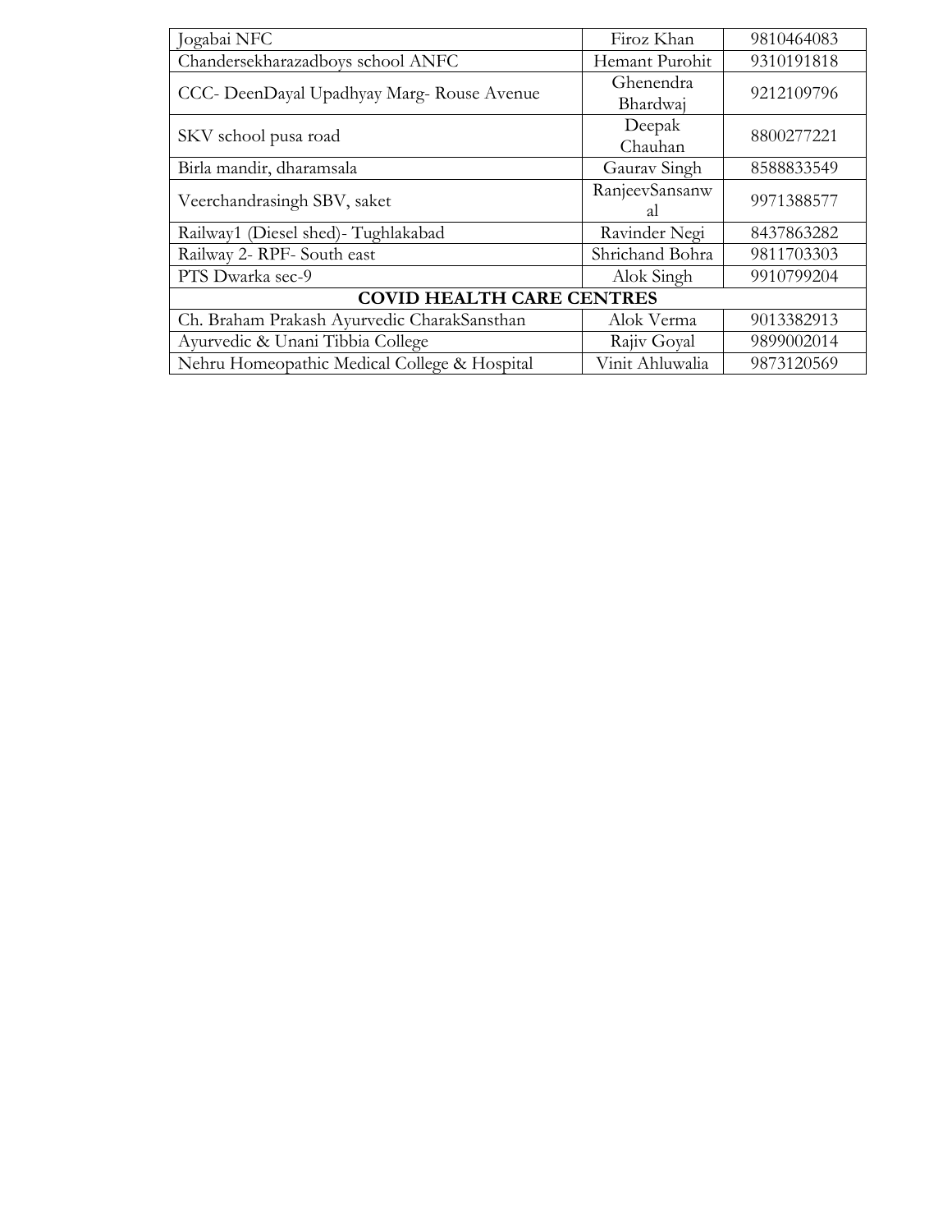| | | |
|---|---|---|
| Jogabai NFC | Firoz Khan | 9810464083 |
| Chandersekharazadboys school ANFC | Hemant Purohit | 9310191818 |
| CCC- DeenDayal Upadhyay Marg- Rouse Avenue | Ghenendra Bhardwaj | 9212109796 |
| SKV school pusa road | Deepak Chauhan | 8800277221 |
| Birla mandir, dharamsala | Gaurav Singh | 8588833549 |
| Veerchandrasingh SBV, saket | RanjeevSansanwal | 9971388577 |
| Railway1 (Diesel shed)- Tughlakabad | Ravinder Negi | 8437863282 |
| Railway 2- RPF- South east | Shrichand Bohra | 9811703303 |
| PTS Dwarka sec-9 | Alok Singh | 9910799204 |
| **COVID HEALTH CARE CENTRES** | | |
| Ch. Braham Prakash Ayurvedic CharakSansthan | Alok Verma | 9013382913 |
| Ayurvedic & Unani Tibbia College | Rajiv Goyal | 9899002014 |
| Nehru Homeopathic Medical College & Hospital | Vinit Ahluwalia | 9873120569 |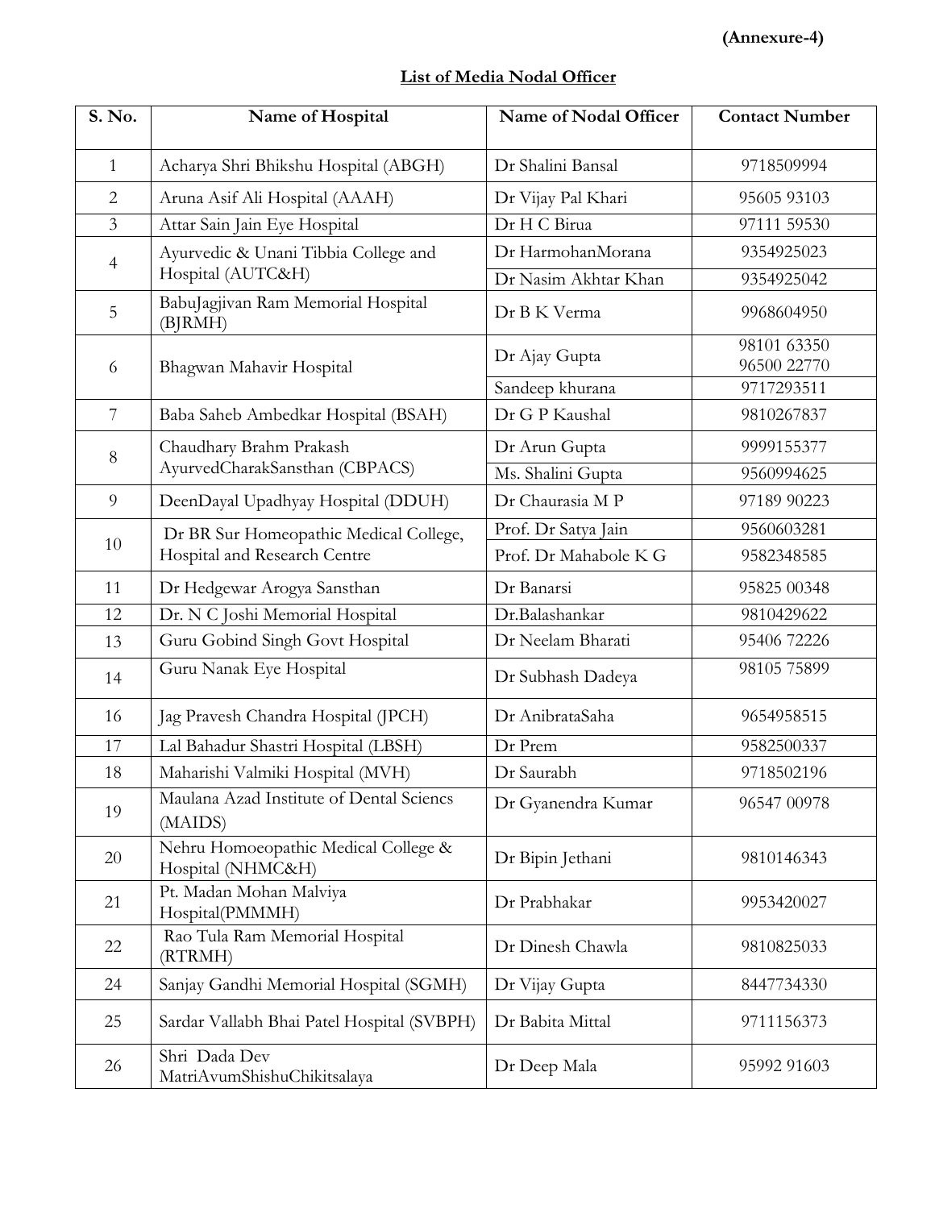**(Annexure-4)**

**List of Media Nodal Officer**

| S. No. | Name of Hospital | Name of Nodal Officer | Contact Number |
|---|---|---|---|
| 1 | Acharya Shri Bhikshu Hospital (ABGH) | Dr Shalini Bansal | 9718509994 |
| 2 | Aruna Asif Ali Hospital (AAAH) | Dr Vijay Pal Khari | 95605 93103 |
| 3 | Attar Sain Jain Eye Hospital | Dr H C Birua | 97111 59530 |
| 4 | Ayurvedic & Unani Tibbia College and Hospital (AUTC&H) | Dr HarmohanMorana | 9354925023 |
| | | Dr Nasim Akhtar Khan | 9354925042 |
| 5 | BabuJagjivan Ram Memorial Hospital (BJRMH) | Dr B K Verma | 9968604950 |
| 6 | Bhagwan Mahavir Hospital | Dr Ajay Gupta | 98101 63350<br>96500 22770 |
| | | Sandeep khurana | 9717293511 |
| 7 | Baba Saheb Ambedkar Hospital (BSAH) | Dr G P Kaushal | 9810267837 |
| 8 | Chaudhary Brahm Prakash AyurvedCharakSansthan (CBPACS) | Dr Arun Gupta | 9999155377 |
| | | Ms. Shalini Gupta | 9560994625 |
| 9 | DeenDayal Upadhyay Hospital (DDUH) | Dr Chaurasia M P | 97189 90223 |
| 10 | Dr BR Sur Homeopathic Medical College, Hospital and Research Centre | Prof. Dr Satya Jain | 9560603281 |
| | | Prof. Dr Mahabole K G | 9582348585 |
| 11 | Dr Hedgewar Arogya Sansthan | Dr Banarsi | 95825 00348 |
| 12 | Dr. N C Joshi Memorial Hospital | Dr.Balashankar | 9810429622 |
| 13 | Guru Gobind Singh Govt Hospital | Dr Neelam Bharati | 95406 72226 |
| 14 | Guru Nanak Eye Hospital | Dr Subhash Dadeya | 98105 75899 |
| 16 | Jag Pravesh Chandra Hospital (JPCH) | Dr AnibrataSaha | 9654958515 |
| 17 | Lal Bahadur Shastri Hospital (LBSH) | Dr Prem | 9582500337 |
| 18 | Maharishi Valmiki Hospital (MVH) | Dr Saurabh | 9718502196 |
| 19 | Maulana Azad Institute of Dental Sciencs (MAIDS) | Dr Gyanendra Kumar | 96547 00978 |
| 20 | Nehru Homoeopathic Medical College & Hospital (NHMC&H) | Dr Bipin Jethani | 9810146343 |
| 21 | Pt. Madan Mohan Malviya Hospital(PMMMH) | Dr Prabhakar | 9953420027 |
| 22 | Rao Tula Ram Memorial Hospital (RTRMH) | Dr Dinesh Chawla | 9810825033 |
| 24 | Sanjay Gandhi Memorial Hospital (SGMH) | Dr Vijay Gupta | 8447734330 |
| 25 | Sardar Vallabh Bhai Patel Hospital (SVBPH) | Dr Babita Mittal | 9711156373 |
| 26 | Shri Dada Dev MatriAvumShishuChikitsalaya | Dr Deep Mala | 95992 91603 |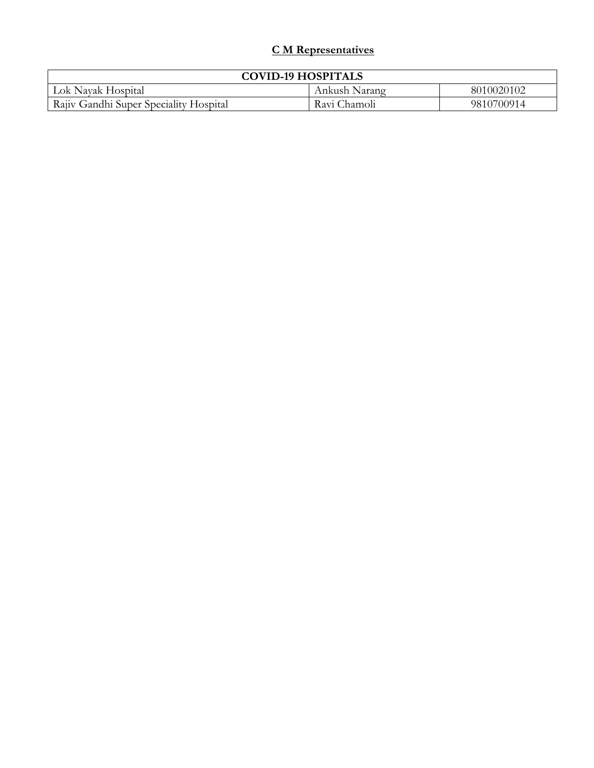## **C M Representatives**

| COVID-19 HOSPITALS | | |
|---|---|---|
| Lok Nayak Hospital | Ankush Narang | 8010020102 |
| Rajiv Gandhi Super Speciality Hospital | Ravi Chamoli | 9810700914 |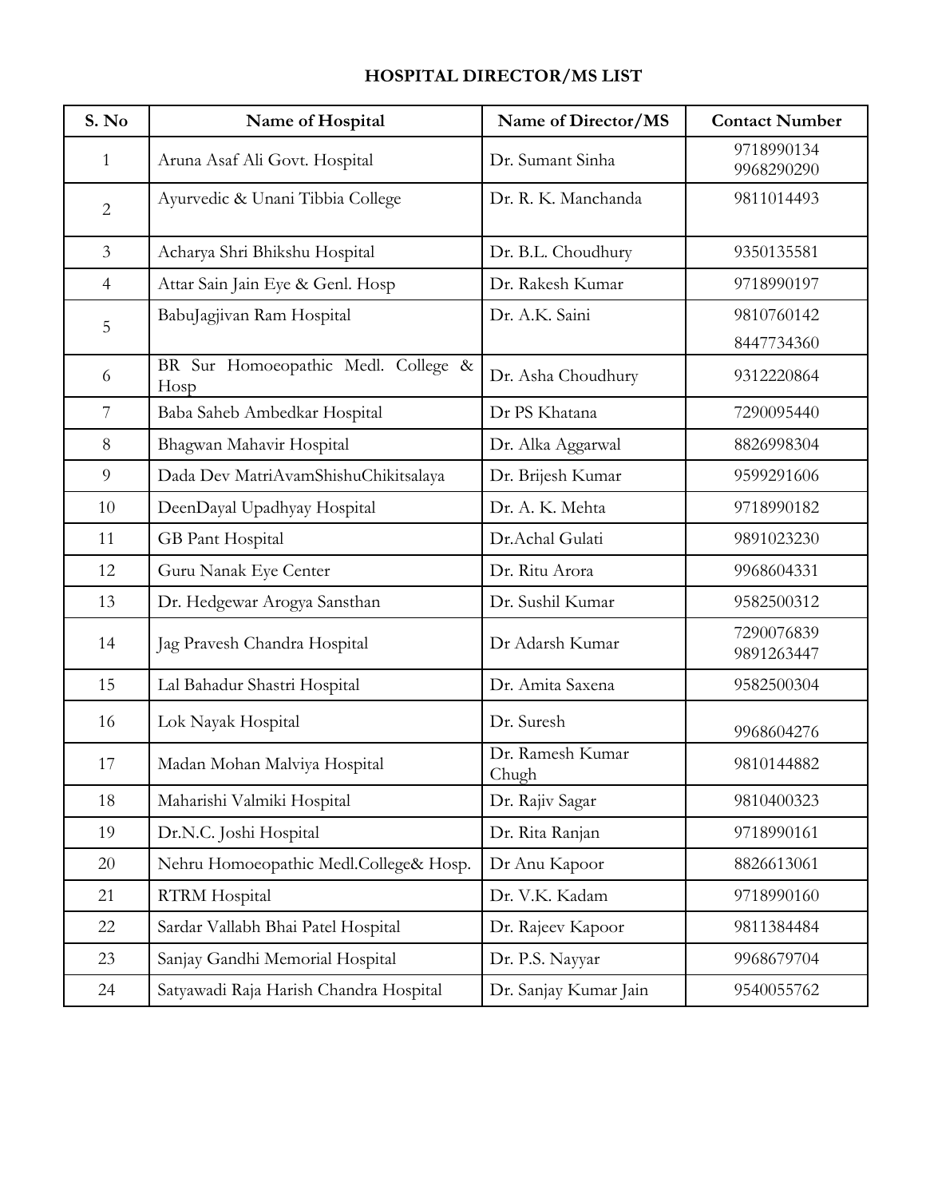**HOSPITAL DIRECTOR/MS LIST**

| S. No | Name of Hospital | Name of Director/MS | Contact Number |
|---|---|---|---|
| 1 | Aruna Asaf Ali Govt. Hospital | Dr. Sumant Sinha | 9718990134<br>9968290290 |
| 2 | Ayurvedic & Unani Tibbia College | Dr. R. K. Manchanda | 9811014493 |
| 3 | Acharya Shri Bhikshu Hospital | Dr. B.L. Choudhury | 9350135581 |
| 4 | Attar Sain Jain Eye & Genl. Hosp | Dr. Rakesh Kumar | 9718990197 |
| 5 | BabuJagjivan Ram Hospital | Dr. A.K. Saini | 9810760142<br>8447734360 |
| 6 | BR Sur Homoeopathic Medl. College & Hosp | Dr. Asha Choudhury | 9312220864 |
| 7 | Baba Saheb Ambedkar Hospital | Dr PS Khatana | 7290095440 |
| 8 | Bhagwan Mahavir Hospital | Dr. Alka Aggarwal | 8826998304 |
| 9 | Dada Dev MatriAvamShishuChikitsalaya | Dr. Brijesh Kumar | 9599291606 |
| 10 | DeenDayal Upadhyay Hospital | Dr. A. K. Mehta | 9718990182 |
| 11 | GB Pant Hospital | Dr.Achal Gulati | 9891023230 |
| 12 | Guru Nanak Eye Center | Dr. Ritu Arora | 9968604331 |
| 13 | Dr. Hedgewar Arogya Sansthan | Dr. Sushil Kumar | 9582500312 |
| 14 | Jag Pravesh Chandra Hospital | Dr Adarsh Kumar | 7290076839<br>9891263447 |
| 15 | Lal Bahadur Shastri Hospital | Dr. Amita Saxena | 9582500304 |
| 16 | Lok Nayak Hospital | Dr. Suresh | 9968604276 |
| 17 | Madan Mohan Malviya Hospital | Dr. Ramesh Kumar Chugh | 9810144882 |
| 18 | Maharishi Valmiki Hospital | Dr. Rajiv Sagar | 9810400323 |
| 19 | Dr.N.C. Joshi Hospital | Dr. Rita Ranjan | 9718990161 |
| 20 | Nehru Homoeopathic Medl.College& Hosp. | Dr Anu Kapoor | 8826613061 |
| 21 | RTRM Hospital | Dr. V.K. Kadam | 9718990160 |
| 22 | Sardar Vallabh Bhai Patel Hospital | Dr. Rajeev Kapoor | 9811384484 |
| 23 | Sanjay Gandhi Memorial Hospital | Dr. P.S. Nayyar | 9968679704 |
| 24 | Satyawadi Raja Harish Chandra Hospital | Dr. Sanjay Kumar Jain | 9540055762 |